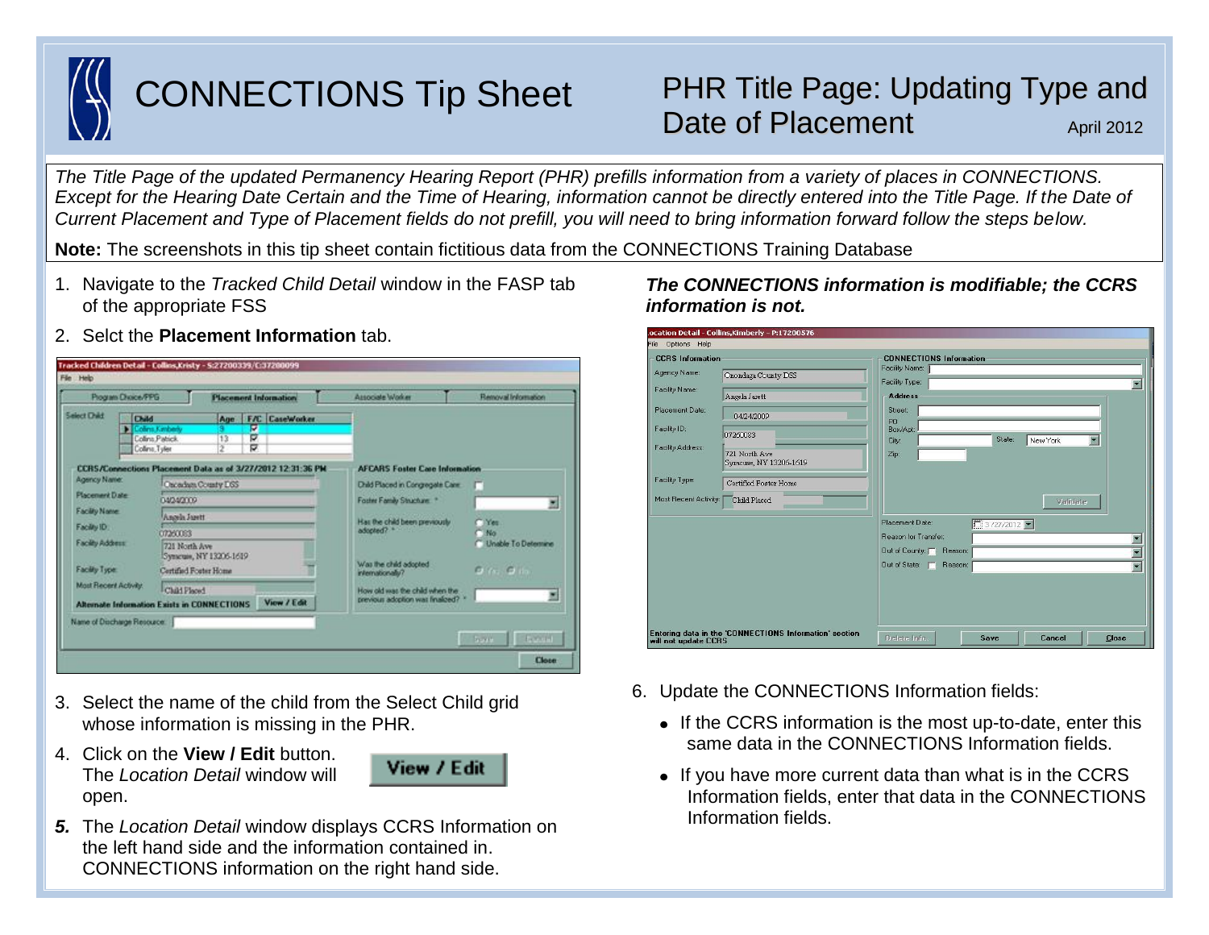# CONNECTIONS Tip Sheet

## PHR Title Page: Updating Type and Date of Placement

April 2012

*The Title Page of the updated Permanency Hearing Report (PHR) prefills information from a variety of places in CONNECTIONS. Except for the Hearing Date Certain and the Time of Hearing, information cannot be directly entered into the Title Page. If the Date of Current Placement and Type of Placement fields do not prefill, you will need to bring information forward follow the steps below.*

**Note:** The screenshots in this tip sheet contain fictitious data from the CONNECTIONS Training Database

1. Navigate to the *Tracked Child Detail* window in the FASP tab of the appropriate FSS
2. Selct the **Placement Information** tab.
3. Select the name of the child from the Select Child grid whose information is missing in the PHR.
4. Click on the **View / Edit** button. The *Location Detail* window will open.
5. The *Location Detail* window displays CCRS Information on the left hand side and the information contained in. CONNECTIONS information on the right hand side.

***The CONNECTIONS information is modifiable; the CCRS information is not.***

6. Update the CONNECTIONS Information fields:
   - If the CCRS information is the most up-to-date, enter this same data in the CONNECTIONS Information fields.
   - If you have more current data than what is in the CCRS Information fields, enter that data in the CONNECTIONS Information fields.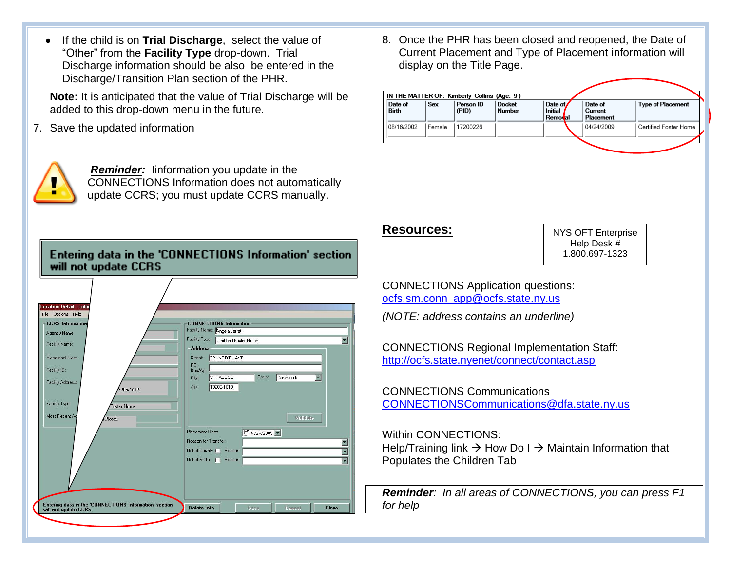- If the child is on **Trial Discharge**, select the value of "Other" from the **Facility Type** drop-down. Trial Discharge information should be also be entered in the Discharge/Transition Plan section of the PHR.

**Note:** It is anticipated that the value of Trial Discharge will be added to this drop-down menu in the future.

7. Save the updated information

***Reminder:*** Iinformation you update in the CONNECTIONS Information does not automatically update CCRS; you must update CCRS manually.

**Entering data in the 'CONNECTIONS Information' section will not update CCRS**

8. Once the PHR has been closed and reopened, the Date of Current Placement and Type of Placement information will display on the Title Page.

IN THE MATTER OF: Kimberly Collins (Age: 9)

| Date of Birth | Sex | Person ID (PID) | Docket Number | Date of Initial Removal | Date of Current Placement | Type of Placement |
|---|---|---|---|---|---|---|
| 08/16/2002 | Female | 17200226 | | | 04/24/2009 | Certified Foster Home |

## Resources:

NYS OFT Enterprise Help Desk # 1.800.697-1323

CONNECTIONS Application questions:
ocfs.sm.conn_app@ocfs.state.ny.us

*(NOTE: address contains an underline)*

CONNECTIONS Regional Implementation Staff:
http://ocfs.state.nyenet/connect/contact.asp

CONNECTIONS Communications
CONNECTIONSCommunications@dfa.state.ny.us

Within CONNECTIONS:
Help/Training link → How Do I → Maintain Information that Populates the Children Tab

***Reminder**: In all areas of CONNECTIONS, you can press F1 for help*